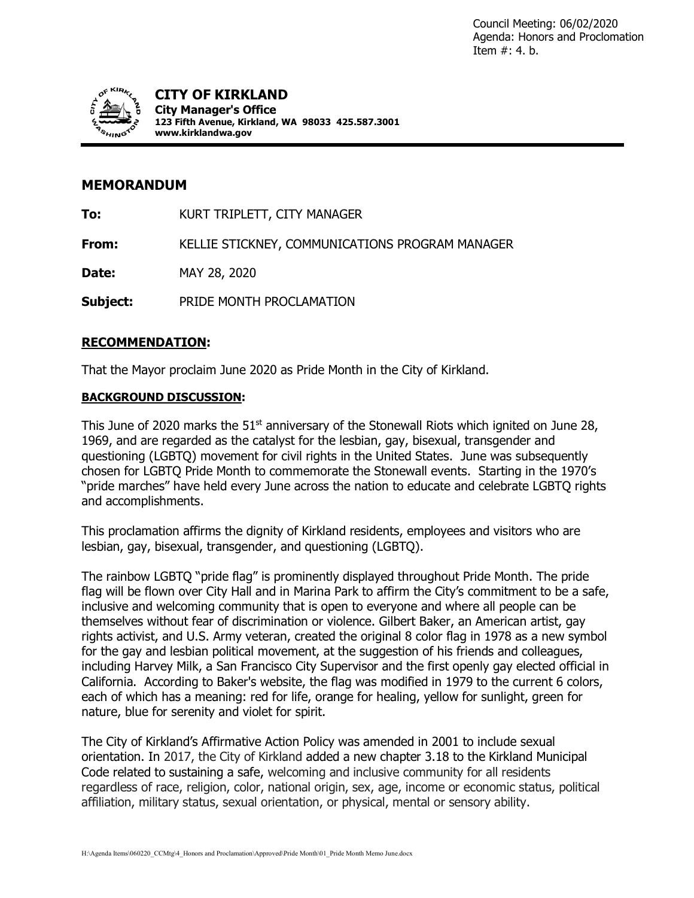Council Meeting: 06/02/2020
Agenda: Honors and Proclomation
Item #: 4. b.

**CITY OF KIRKLAND**
**City Manager's Office**
**123 Fifth Avenue, Kirkland, WA 98033 425.587.3001**
**www.kirklandwa.gov**

## MEMORANDUM

**To:** KURT TRIPLETT, CITY MANAGER

**From:** KELLIE STICKNEY, COMMUNICATIONS PROGRAM MANAGER

**Date:** MAY 28, 2020

**Subject:** PRIDE MONTH PROCLAMATION

### RECOMMENDATION:

That the Mayor proclaim June 2020 as Pride Month in the City of Kirkland.

### BACKGROUND DISCUSSION:

This June of 2020 marks the 51st anniversary of the Stonewall Riots which ignited on June 28, 1969, and are regarded as the catalyst for the lesbian, gay, bisexual, transgender and questioning (LGBTQ) movement for civil rights in the United States. June was subsequently chosen for LGBTQ Pride Month to commemorate the Stonewall events. Starting in the 1970's "pride marches" have held every June across the nation to educate and celebrate LGBTQ rights and accomplishments.

This proclamation affirms the dignity of Kirkland residents, employees and visitors who are lesbian, gay, bisexual, transgender, and questioning (LGBTQ).

The rainbow LGBTQ "pride flag" is prominently displayed throughout Pride Month. The pride flag will be flown over City Hall and in Marina Park to affirm the City's commitment to be a safe, inclusive and welcoming community that is open to everyone and where all people can be themselves without fear of discrimination or violence. Gilbert Baker, an American artist, gay rights activist, and U.S. Army veteran, created the original 8 color flag in 1978 as a new symbol for the gay and lesbian political movement, at the suggestion of his friends and colleagues, including Harvey Milk, a San Francisco City Supervisor and the first openly gay elected official in California. According to Baker's website, the flag was modified in 1979 to the current 6 colors, each of which has a meaning: red for life, orange for healing, yellow for sunlight, green for nature, blue for serenity and violet for spirit.

The City of Kirkland's Affirmative Action Policy was amended in 2001 to include sexual orientation. In 2017, the City of Kirkland added a new chapter 3.18 to the Kirkland Municipal Code related to sustaining a safe, welcoming and inclusive community for all residents regardless of race, religion, color, national origin, sex, age, income or economic status, political affiliation, military status, sexual orientation, or physical, mental or sensory ability.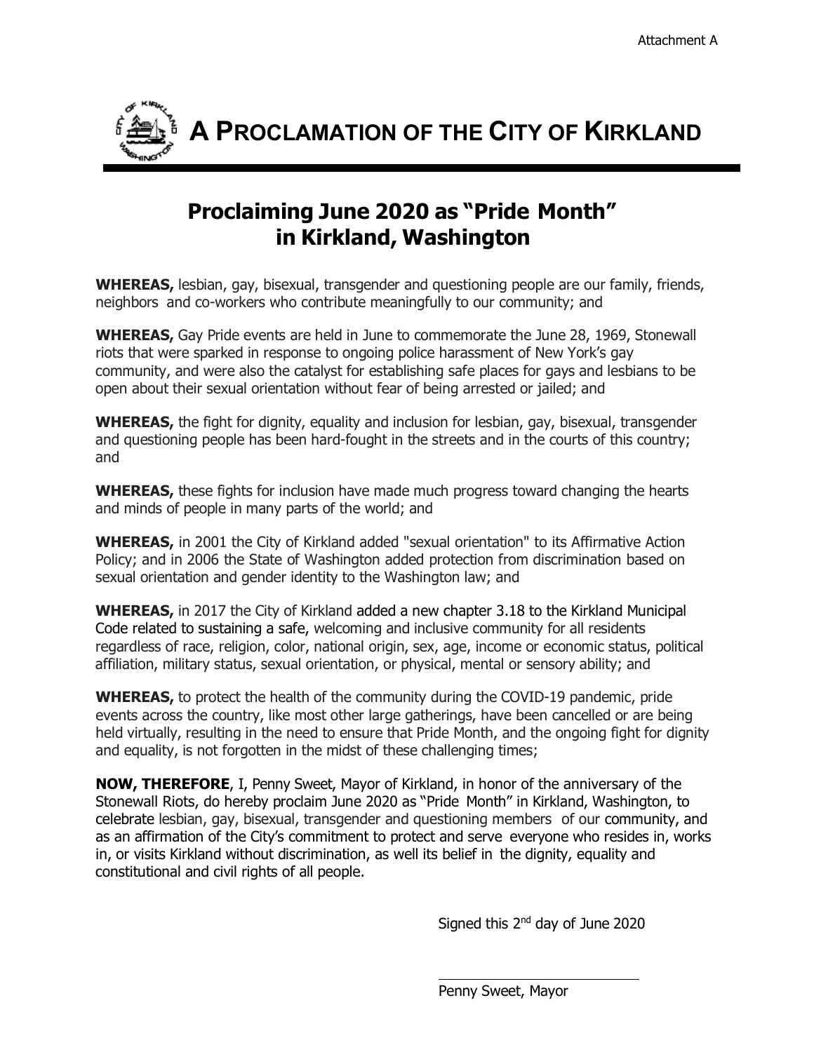Attachment A

# A Proclamation of the City of Kirkland

## Proclaiming June 2020 as "Pride Month" in Kirkland, Washington

**WHEREAS,** lesbian, gay, bisexual, transgender and questioning people are our family, friends, neighbors and co-workers who contribute meaningfully to our community; and

**WHEREAS,** Gay Pride events are held in June to commemorate the June 28, 1969, Stonewall riots that were sparked in response to ongoing police harassment of New York's gay community, and were also the catalyst for establishing safe places for gays and lesbians to be open about their sexual orientation without fear of being arrested or jailed; and

**WHEREAS,** the fight for dignity, equality and inclusion for lesbian, gay, bisexual, transgender and questioning people has been hard-fought in the streets and in the courts of this country; and

**WHEREAS,** these fights for inclusion have made much progress toward changing the hearts and minds of people in many parts of the world; and

**WHEREAS,** in 2001 the City of Kirkland added "sexual orientation" to its Affirmative Action Policy; and in 2006 the State of Washington added protection from discrimination based on sexual orientation and gender identity to the Washington law; and

**WHEREAS,** in 2017 the City of Kirkland added a new chapter 3.18 to the Kirkland Municipal Code related to sustaining a safe, welcoming and inclusive community for all residents regardless of race, religion, color, national origin, sex, age, income or economic status, political affiliation, military status, sexual orientation, or physical, mental or sensory ability; and

**WHEREAS,** to protect the health of the community during the COVID-19 pandemic, pride events across the country, like most other large gatherings, have been cancelled or are being held virtually, resulting in the need to ensure that Pride Month, and the ongoing fight for dignity and equality, is not forgotten in the midst of these challenging times;

**NOW, THEREFORE**, I, Penny Sweet, Mayor of Kirkland, in honor of the anniversary of the Stonewall Riots, do hereby proclaim June 2020 as "Pride Month" in Kirkland, Washington, to celebrate lesbian, gay, bisexual, transgender and questioning members of our community, and as an affirmation of the City's commitment to protect and serve everyone who resides in, works in, or visits Kirkland without discrimination, as well its belief in the dignity, equality and constitutional and civil rights of all people.

Signed this 2nd day of June 2020

Penny Sweet, Mayor